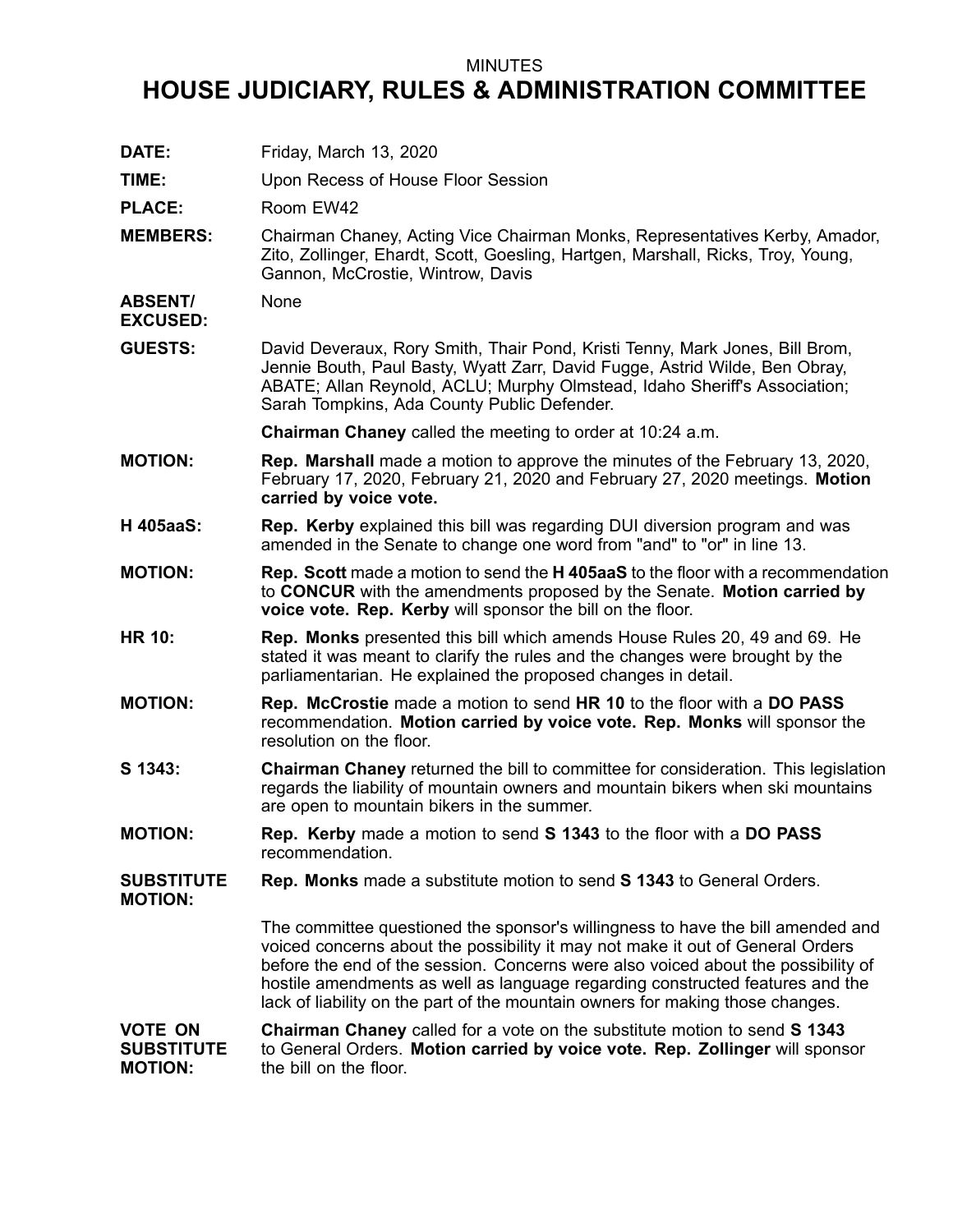MINUTES

# HOUSE JUDICIARY, RULES & ADMINISTRATION COMMITTEE

**DATE:** Friday, March 13, 2020

**TIME:** Upon Recess of House Floor Session

**PLACE:** Room EW42

**MEMBERS:** Chairman Chaney, Acting Vice Chairman Monks, Representatives Kerby, Amador, Zito, Zollinger, Ehardt, Scott, Goesling, Hartgen, Marshall, Ricks, Troy, Young, Gannon, McCrostie, Wintrow, Davis

**ABSENT/ EXCUSED:** None

**GUESTS:** David Deveraux, Rory Smith, Thair Pond, Kristi Tenny, Mark Jones, Bill Brom, Jennie Bouth, Paul Basty, Wyatt Zarr, David Fugge, Astrid Wilde, Ben Obray, ABATE; Allan Reynold, ACLU; Murphy Olmstead, Idaho Sheriff's Association; Sarah Tompkins, Ada County Public Defender.

**Chairman Chaney** called the meeting to order at 10:24 a.m.

**MOTION:** **Rep. Marshall** made a motion to approve the minutes of the February 13, 2020, February 17, 2020, February 21, 2020 and February 27, 2020 meetings. **Motion carried by voice vote.**

**H 405aaS:** **Rep. Kerby** explained this bill was regarding DUI diversion program and was amended in the Senate to change one word from "and" to "or" in line 13.

**MOTION:** **Rep. Scott** made a motion to send the **H 405aaS** to the floor with a recommendation to **CONCUR** with the amendments proposed by the Senate. **Motion carried by voice vote. Rep. Kerby** will sponsor the bill on the floor.

**HR 10:** **Rep. Monks** presented this bill which amends House Rules 20, 49 and 69. He stated it was meant to clarify the rules and the changes were brought by the parliamentarian. He explained the proposed changes in detail.

**MOTION:** **Rep. McCrostie** made a motion to send **HR 10** to the floor with a **DO PASS** recommendation. **Motion carried by voice vote. Rep. Monks** will sponsor the resolution on the floor.

**S 1343:** **Chairman Chaney** returned the bill to committee for consideration. This legislation regards the liability of mountain owners and mountain bikers when ski mountains are open to mountain bikers in the summer.

**MOTION:** **Rep. Kerby** made a motion to send **S 1343** to the floor with a **DO PASS** recommendation.

**SUBSTITUTE MOTION:** **Rep. Monks** made a substitute motion to send **S 1343** to General Orders.

The committee questioned the sponsor's willingness to have the bill amended and voiced concerns about the possibility it may not make it out of General Orders before the end of the session. Concerns were also voiced about the possibility of hostile amendments as well as language regarding constructed features and the lack of liability on the part of the mountain owners for making those changes.

**VOTE ON SUBSTITUTE MOTION:** **Chairman Chaney** called for a vote on the substitute motion to send **S 1343** to General Orders. **Motion carried by voice vote. Rep. Zollinger** will sponsor the bill on the floor.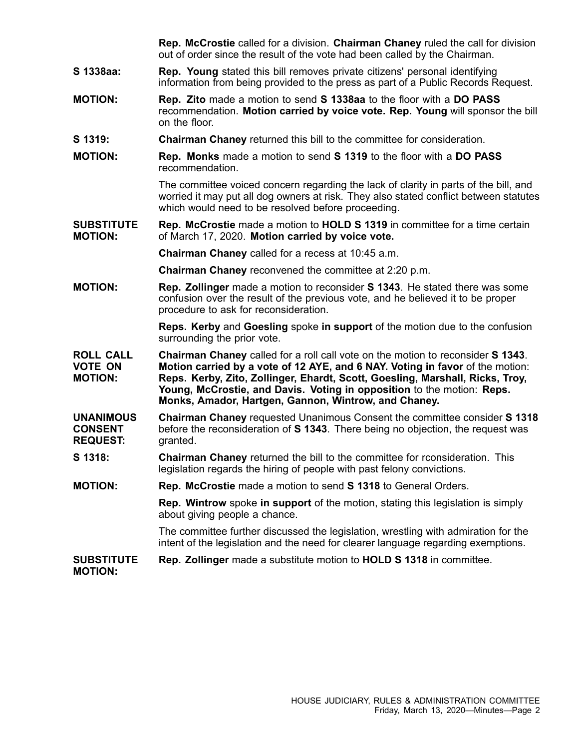|  |  |
|---|---|
|  | **Rep. McCrostie** called for a division. **Chairman Chaney** ruled the call for division out of order since the result of the vote had been called by the Chairman. |
| **S 1338aa:** | **Rep. Young** stated this bill removes private citizens' personal identifying information from being provided to the press as part of a Public Records Request. |
| **MOTION:** | **Rep. Zito** made a motion to send **S 1338aa** to the floor with a **DO PASS** recommendation. **Motion carried by voice vote. Rep. Young** will sponsor the bill on the floor. |
| **S 1319:** | **Chairman Chaney** returned this bill to the committee for consideration. |
| **MOTION:** | **Rep. Monks** made a motion to send **S 1319** to the floor with a **DO PASS** recommendation. |
|  | The committee voiced concern regarding the lack of clarity in parts of the bill, and worried it may put all dog owners at risk. They also stated conflict between statutes which would need to be resolved before proceeding. |
| **SUBSTITUTE MOTION:** | **Rep. McCrostie** made a motion to **HOLD S 1319** in committee for a time certain of March 17, 2020. **Motion carried by voice vote.** |
|  | **Chairman Chaney** called for a recess at 10:45 a.m. |
|  | **Chairman Chaney** reconvened the committee at 2:20 p.m. |
| **MOTION:** | **Rep. Zollinger** made a motion to reconsider **S 1343**. He stated there was some confusion over the result of the previous vote, and he believed it to be proper procedure to ask for reconsideration. |
|  | **Reps. Kerby** and **Goesling** spoke **in support** of the motion due to the confusion surrounding the prior vote. |
| **ROLL CALL VOTE ON MOTION:** | **Chairman Chaney** called for a roll call vote on the motion to reconsider **S 1343**. **Motion carried by a vote of 12 AYE, and 6 NAY. Voting in favor** of the motion: **Reps. Kerby, Zito, Zollinger, Ehardt, Scott, Goesling, Marshall, Ricks, Troy, Young, McCrostie, and Davis. Voting in opposition** to the motion: **Reps. Monks, Amador, Hartgen, Gannon, Wintrow, and Chaney.** |
| **UNANIMOUS CONSENT REQUEST:** | **Chairman Chaney** requested Unanimous Consent the committee consider **S 1318** before the reconsideration of **S 1343**. There being no objection, the request was granted. |
| **S 1318:** | **Chairman Chaney** returned the bill to the committee for rconsideration. This legislation regards the hiring of people with past felony convictions. |
| **MOTION:** | **Rep. McCrostie** made a motion to send **S 1318** to General Orders. |
|  | **Rep. Wintrow** spoke **in support** of the motion, stating this legislation is simply about giving people a chance. |
|  | The committee further discussed the legislation, wrestling with admiration for the intent of the legislation and the need for clearer language regarding exemptions. |
| **SUBSTITUTE MOTION:** | **Rep. Zollinger** made a substitute motion to **HOLD S 1318** in committee. |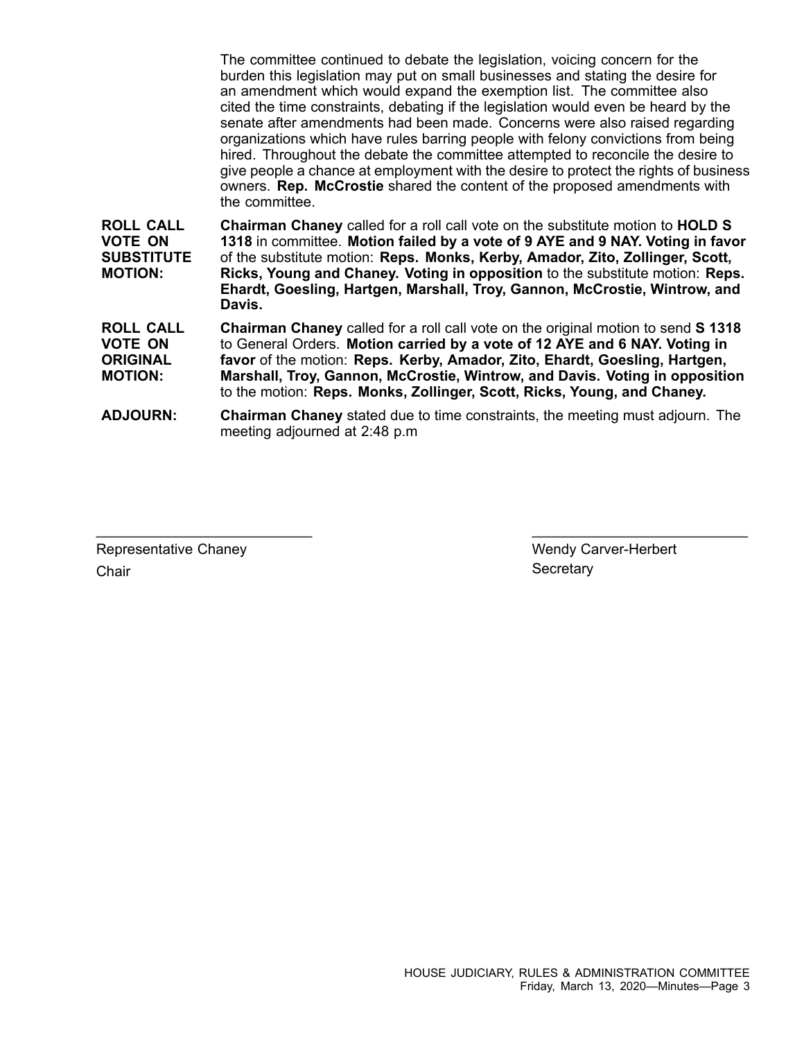The committee continued to debate the legislation, voicing concern for the burden this legislation may put on small businesses and stating the desire for an amendment which would expand the exemption list. The committee also cited the time constraints, debating if the legislation would even be heard by the senate after amendments had been made. Concerns were also raised regarding organizations which have rules barring people with felony convictions from being hired. Throughout the debate the committee attempted to reconcile the desire to give people a chance at employment with the desire to protect the rights of business owners. **Rep. McCrostie** shared the content of the proposed amendments with the committee.

**ROLL CALL VOTE ON SUBSTITUTE MOTION:** **Chairman Chaney** called for a roll call vote on the substitute motion to **HOLD S 1318** in committee. **Motion failed by a vote of 9 AYE and 9 NAY. Voting in favor** of the substitute motion: **Reps. Monks, Kerby, Amador, Zito, Zollinger, Scott, Ricks, Young and Chaney. Voting in opposition** to the substitute motion: **Reps. Ehardt, Goesling, Hartgen, Marshall, Troy, Gannon, McCrostie, Wintrow, and Davis.**

**ROLL CALL VOTE ON ORIGINAL MOTION:** **Chairman Chaney** called for a roll call vote on the original motion to send **S 1318** to General Orders. **Motion carried by a vote of 12 AYE and 6 NAY. Voting in favor** of the motion: **Reps. Kerby, Amador, Zito, Ehardt, Goesling, Hartgen, Marshall, Troy, Gannon, McCrostie, Wintrow, and Davis. Voting in opposition** to the motion: **Reps. Monks, Zollinger, Scott, Ricks, Young, and Chaney.**

**ADJOURN:** **Chairman Chaney** stated due to time constraints, the meeting must adjourn. The meeting adjourned at 2:48 p.m

___________________________
Representative Chaney
Chair

___________________________
Wendy Carver-Herbert
Secretary